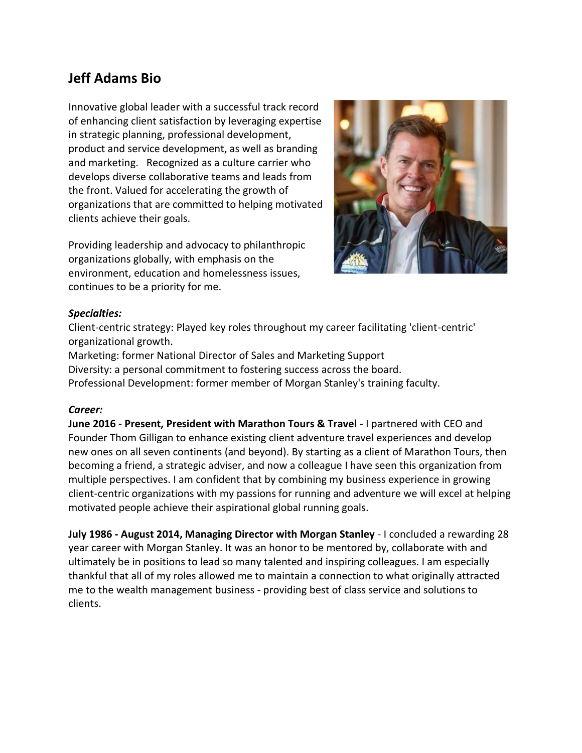# Jeff Adams Bio

Innovative global leader with a successful track record of enhancing client satisfaction by leveraging expertise in strategic planning, professional development, product and service development, as well as branding and marketing. Recognized as a culture carrier who develops diverse collaborative teams and leads from the front. Valued for accelerating the growth of organizations that are committed to helping motivated clients achieve their goals.

Providing leadership and advocacy to philanthropic organizations globally, with emphasis on the environment, education and homelessness issues, continues to be a priority for me.

***Specialties:***

Client-centric strategy: Played key roles throughout my career facilitating 'client-centric' organizational growth.
Marketing: former National Director of Sales and Marketing Support
Diversity: a personal commitment to fostering success across the board.
Professional Development: former member of Morgan Stanley's training faculty.

***Career:***

**June 2016 - Present, President with Marathon Tours & Travel** - I partnered with CEO and Founder Thom Gilligan to enhance existing client adventure travel experiences and develop new ones on all seven continents (and beyond). By starting as a client of Marathon Tours, then becoming a friend, a strategic adviser, and now a colleague I have seen this organization from multiple perspectives. I am confident that by combining my business experience in growing client-centric organizations with my passions for running and adventure we will excel at helping motivated people achieve their aspirational global running goals.

**July 1986 - August 2014, Managing Director with Morgan Stanley** - I concluded a rewarding 28 year career with Morgan Stanley. It was an honor to be mentored by, collaborate with and ultimately be in positions to lead so many talented and inspiring colleagues. I am especially thankful that all of my roles allowed me to maintain a connection to what originally attracted me to the wealth management business - providing best of class service and solutions to clients.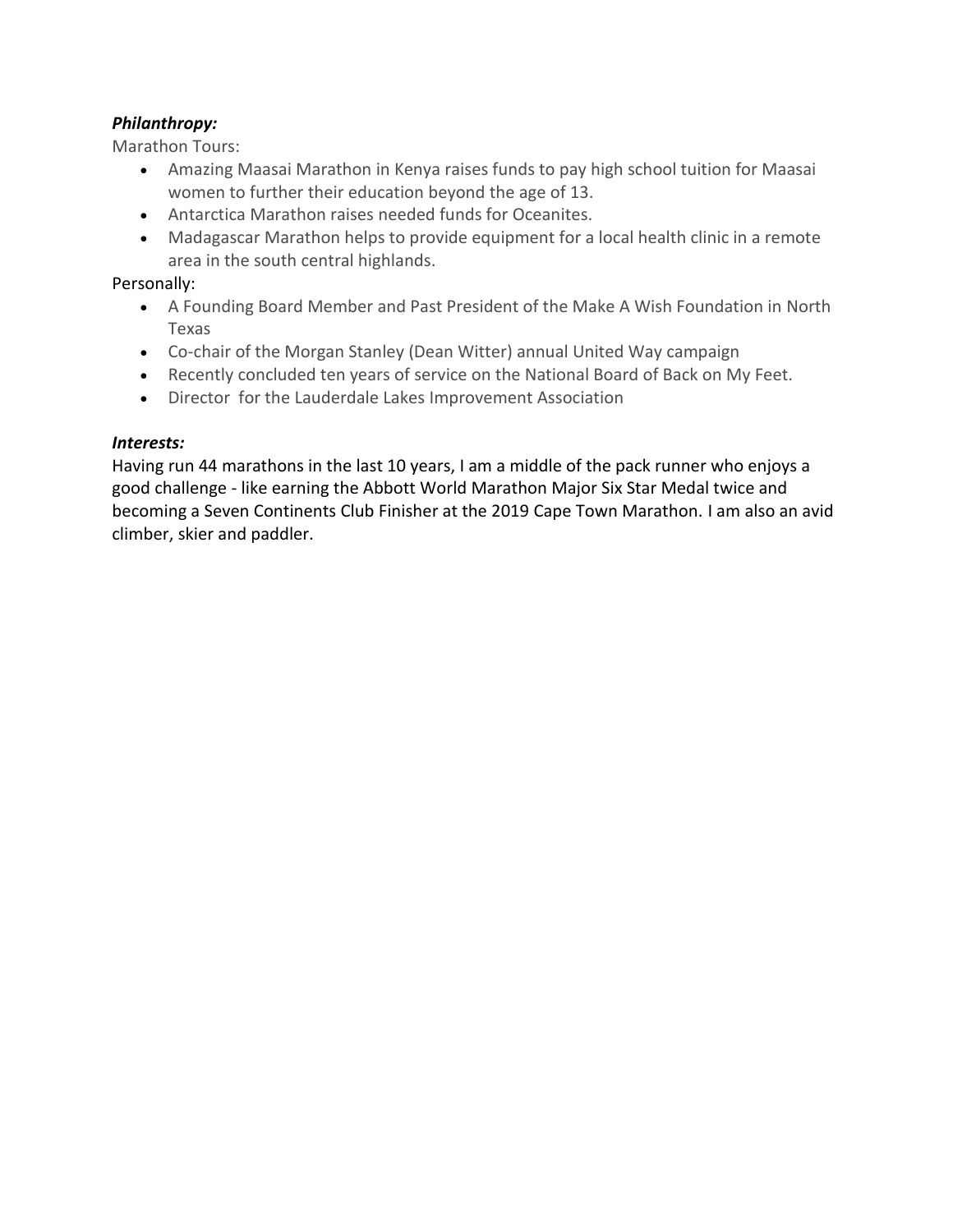***Philanthropy:***

Marathon Tours:

- Amazing Maasai Marathon in Kenya raises funds to pay high school tuition for Maasai women to further their education beyond the age of 13.
- Antarctica Marathon raises needed funds for Oceanites.
- Madagascar Marathon helps to provide equipment for a local health clinic in a remote area in the south central highlands.

Personally:

- A Founding Board Member and Past President of the Make A Wish Foundation in North Texas
- Co-chair of the Morgan Stanley (Dean Witter) annual United Way campaign
- Recently concluded ten years of service on the National Board of Back on My Feet.
- Director for the Lauderdale Lakes Improvement Association

***Interests:***

Having run 44 marathons in the last 10 years, I am a middle of the pack runner who enjoys a good challenge - like earning the Abbott World Marathon Major Six Star Medal twice and becoming a Seven Continents Club Finisher at the 2019 Cape Town Marathon. I am also an avid climber, skier and paddler.